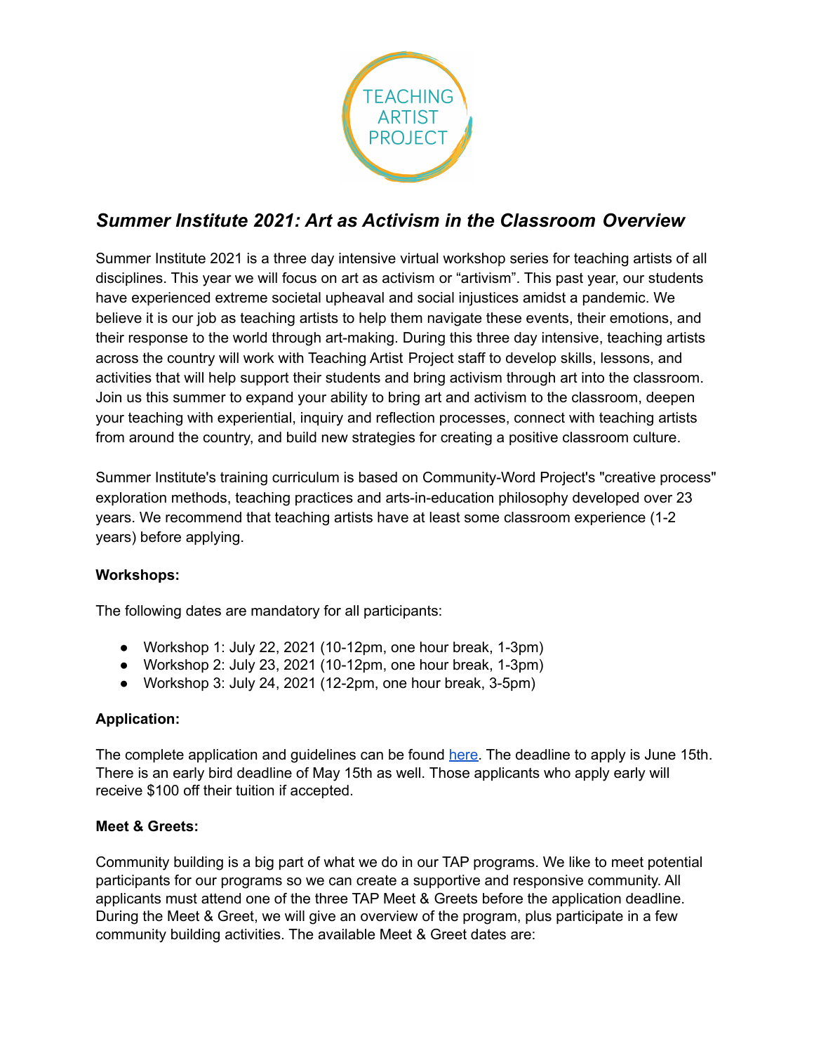## *Summer Institute 2021: Art as Activism in the Classroom Overview*

Summer Institute 2021 is a three day intensive virtual workshop series for teaching artists of all disciplines. This year we will focus on art as activism or "artivism". This past year, our students have experienced extreme societal upheaval and social injustices amidst a pandemic. We believe it is our job as teaching artists to help them navigate these events, their emotions, and their response to the world through art-making. During this three day intensive, teaching artists across the country will work with Teaching Artist Project staff to develop skills, lessons, and activities that will help support their students and bring activism through art into the classroom. Join us this summer to expand your ability to bring art and activism to the classroom, deepen your teaching with experiential, inquiry and reflection processes, connect with teaching artists from around the country, and build new strategies for creating a positive classroom culture.

Summer Institute's training curriculum is based on Community-Word Project's "creative process" exploration methods, teaching practices and arts-in-education philosophy developed over 23 years. We recommend that teaching artists have at least some classroom experience (1-2 years) before applying.

**Workshops:**

The following dates are mandatory for all participants:

- Workshop 1: July 22, 2021 (10-12pm, one hour break, 1-3pm)
- Workshop 2: July 23, 2021 (10-12pm, one hour break, 1-3pm)
- Workshop 3: July 24, 2021 (12-2pm, one hour break, 3-5pm)

**Application:**

The complete application and guidelines can be found here. The deadline to apply is June 15th. There is an early bird deadline of May 15th as well. Those applicants who apply early will receive $100 off their tuition if accepted.

**Meet & Greets:**

Community building is a big part of what we do in our TAP programs. We like to meet potential participants for our programs so we can create a supportive and responsive community. All applicants must attend one of the three TAP Meet & Greets before the application deadline. During the Meet & Greet, we will give an overview of the program, plus participate in a few community building activities. The available Meet & Greet dates are: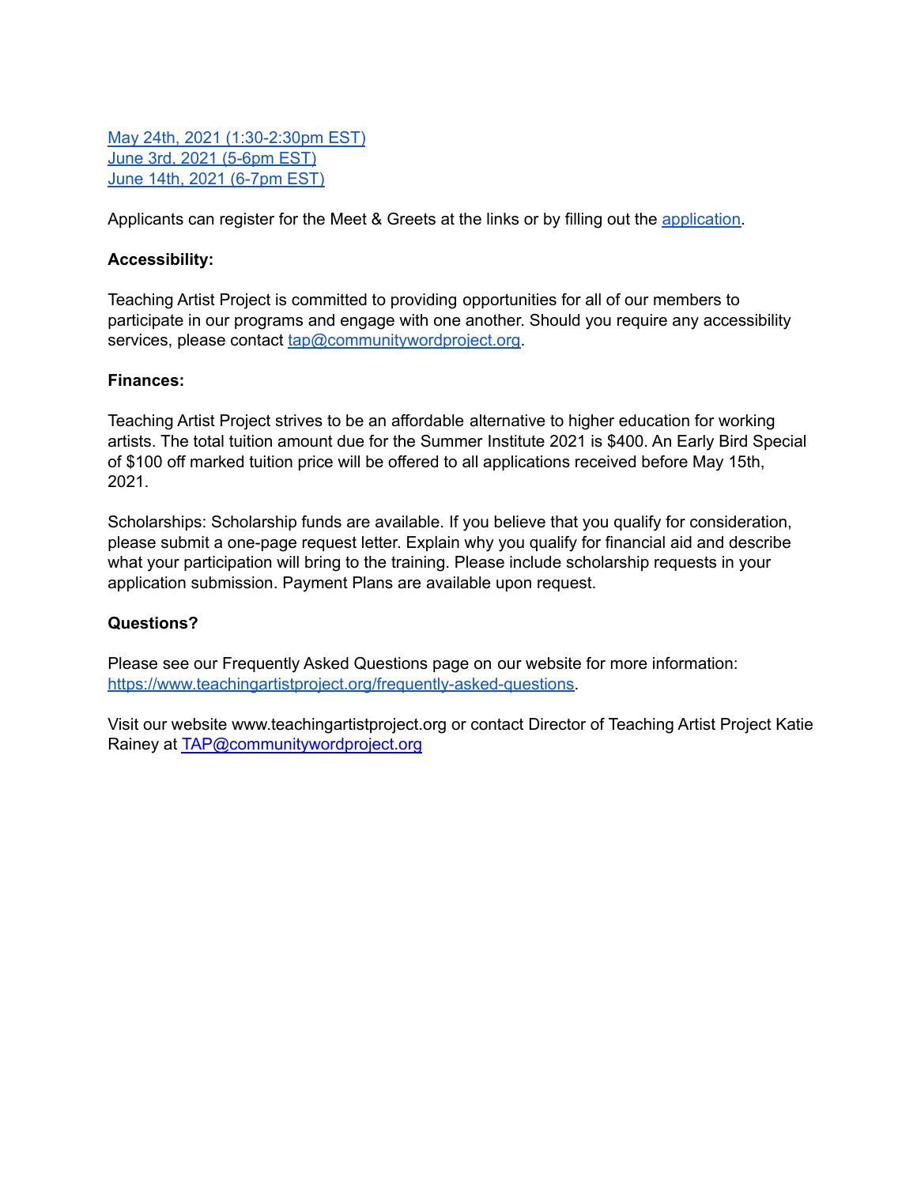May 24th, 2021 (1:30-2:30pm EST)
June 3rd, 2021 (5-6pm EST)
June 14th, 2021 (6-7pm EST)

Applicants can register for the Meet & Greets at the links or by filling out the application.

**Accessibility:**

Teaching Artist Project is committed to providing opportunities for all of our members to participate in our programs and engage with one another. Should you require any accessibility services, please contact tap@communitywordproject.org.

**Finances:**

Teaching Artist Project strives to be an affordable alternative to higher education for working artists. The total tuition amount due for the Summer Institute 2021 is $400. An Early Bird Special of $100 off marked tuition price will be offered to all applications received before May 15th, 2021.

Scholarships: Scholarship funds are available. If you believe that you qualify for consideration, please submit a one-page request letter. Explain why you qualify for financial aid and describe what your participation will bring to the training. Please include scholarship requests in your application submission. Payment Plans are available upon request.

**Questions?**

Please see our Frequently Asked Questions page on our website for more information: https://www.teachingartistproject.org/frequently-asked-questions.

Visit our website www.teachingartistproject.org or contact Director of Teaching Artist Project Katie Rainey at TAP@communitywordproject.org